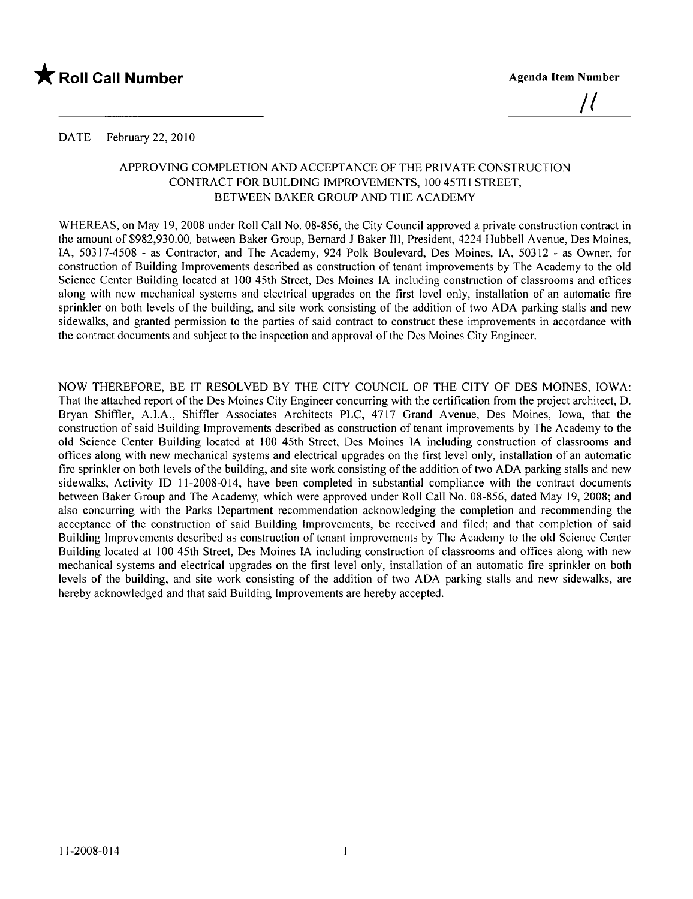★ **Roll Call Number**

**Agenda Item Number**

11

DATE February 22, 2010

APPROVING COMPLETION AND ACCEPTANCE OF THE PRIVATE CONSTRUCTION CONTRACT FOR BUILDING IMPROVEMENTS, 100 45TH STREET, BETWEEN BAKER GROUP AND THE ACADEMY

WHEREAS, on May 19, 2008 under Roll Call No. 08-856, the City Council approved a private construction contract in the amount of $982,930.00, between Baker Group, Bernard J Baker III, President, 4224 Hubbell Avenue, Des Moines, IA, 50317-4508 - as Contractor, and The Academy, 924 Polk Boulevard, Des Moines, IA, 50312 - as Owner, for construction of Building Improvements described as construction of tenant improvements by The Academy to the old Science Center Building located at 100 45th Street, Des Moines IA including construction of classrooms and offices along with new mechanical systems and electrical upgrades on the first level only, installation of an automatic fire sprinkler on both levels of the building, and site work consisting of the addition of two ADA parking stalls and new sidewalks, and granted permission to the parties of said contract to construct these improvements in accordance with the contract documents and subject to the inspection and approval of the Des Moines City Engineer.

NOW THEREFORE, BE IT RESOLVED BY THE CITY COUNCIL OF THE CITY OF DES MOINES, IOWA: That the attached report of the Des Moines City Engineer concurring with the certification from the project architect, D. Bryan Shiffler, A.I.A., Shiffler Associates Architects PLC, 4717 Grand Avenue, Des Moines, Iowa, that the construction of said Building Improvements described as construction of tenant improvements by The Academy to the old Science Center Building located at 100 45th Street, Des Moines IA including construction of classrooms and offices along with new mechanical systems and electrical upgrades on the first level only, installation of an automatic fire sprinkler on both levels of the building, and site work consisting of the addition of two ADA parking stalls and new sidewalks, Activity ID 11-2008-014, have been completed in substantial compliance with the contract documents between Baker Group and The Academy, which were approved under Roll Call No. 08-856, dated May 19, 2008; and also concurring with the Parks Department recommendation acknowledging the completion and recommending the acceptance of the construction of said Building Improvements, be received and filed; and that completion of said Building Improvements described as construction of tenant improvements by The Academy to the old Science Center Building located at 100 45th Street, Des Moines IA including construction of classrooms and offices along with new mechanical systems and electrical upgrades on the first level only, installation of an automatic fire sprinkler on both levels of the building, and site work consisting of the addition of two ADA parking stalls and new sidewalks, are hereby acknowledged and that said Building Improvements are hereby accepted.

11-2008-014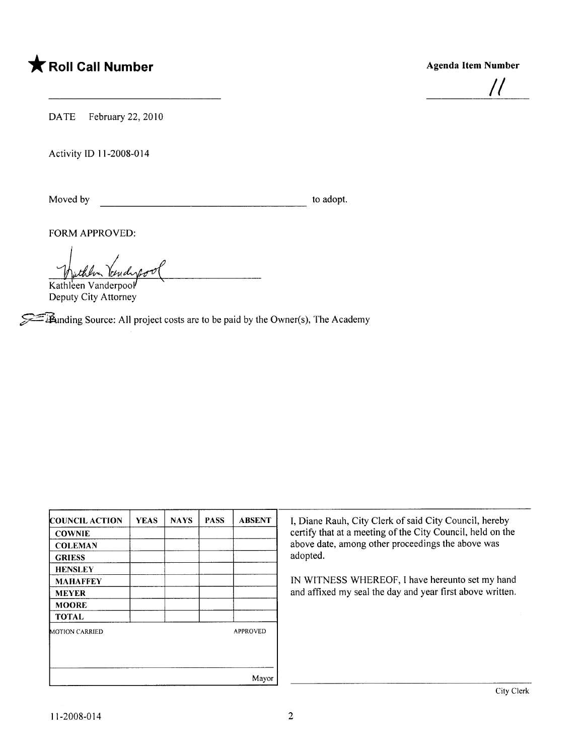# ★ Roll Call Number

**Agenda Item Number**

11

DATE February 22, 2010

Activity ID 11-2008-014

Moved by \_\_\_\_\_\_\_\_\_\_\_\_\_\_\_\_\_\_\_\_\_\_\_\_\_\_\_\_ to adopt.

FORM APPROVED:

Kathleen Vanderpool
Deputy City Attorney

Funding Source: All project costs are to be paid by the Owner(s), The Academy

| COUNCIL ACTION | YEAS | NAYS | PASS | ABSENT |
|---|---|---|---|---|
| COWNIE | | | | |
| COLEMAN | | | | |
| GRIESS | | | | |
| HENSLEY | | | | |
| MAHAFFEY | | | | |
| MEYER | | | | |
| MOORE | | | | |
| TOTAL | | | | |
| MOTION CARRIED | | | | APPROVED |
| | | | | Mayor |

I, Diane Rauh, City Clerk of said City Council, hereby certify that at a meeting of the City Council, held on the above date, among other proceedings the above was adopted.

IN WITNESS WHEREOF, I have hereunto set my hand and affixed my seal the day and year first above written.

City Clerk

11-2008-014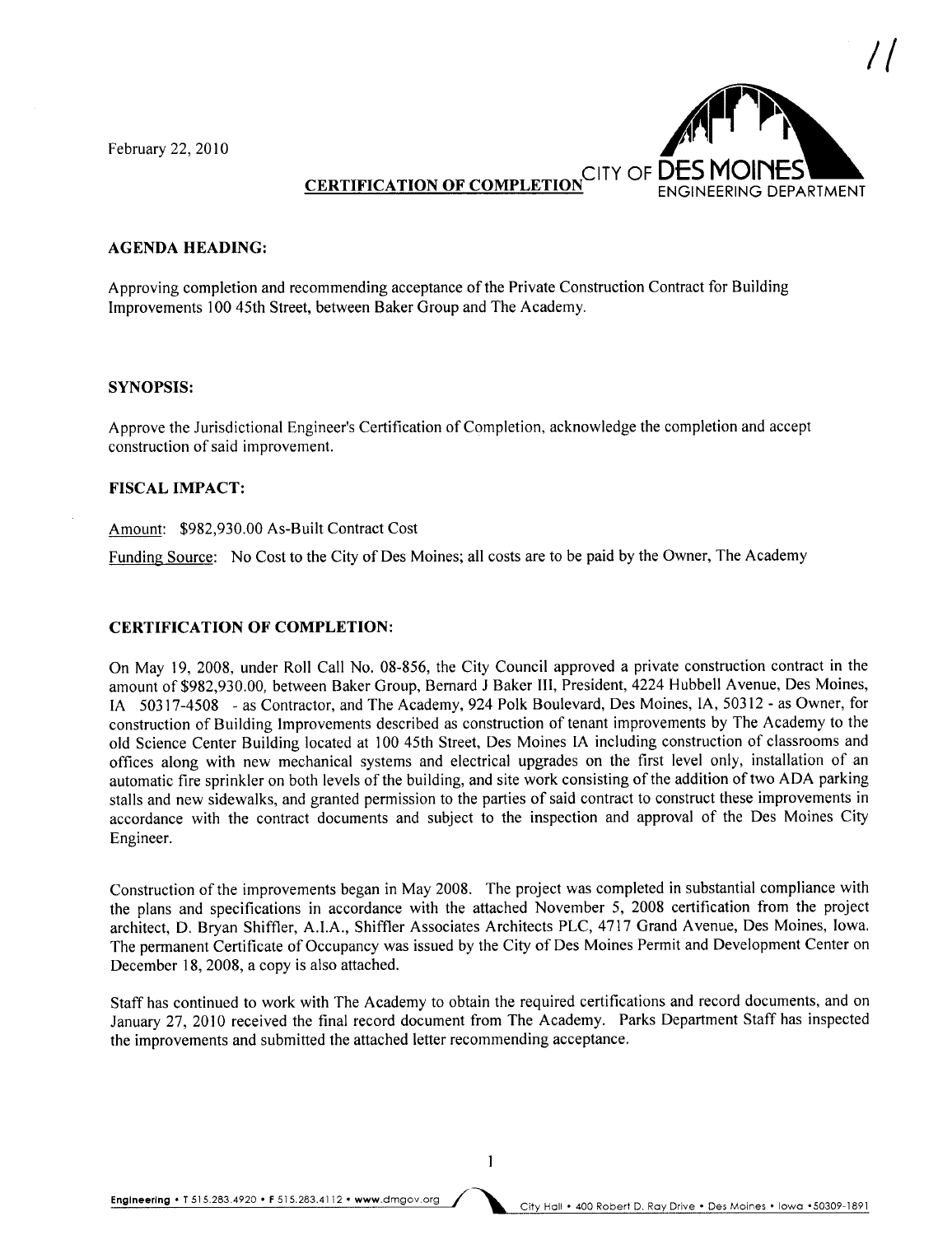February 22, 2010

CITY OF DES MOINES ENGINEERING DEPARTMENT

**CERTIFICATION OF COMPLETION**

**AGENDA HEADING:**

Approving completion and recommending acceptance of the Private Construction Contract for Building Improvements 100 45th Street, between Baker Group and The Academy.

**SYNOPSIS:**

Approve the Jurisdictional Engineer's Certification of Completion, acknowledge the completion and accept construction of said improvement.

**FISCAL IMPACT:**

Amount: $982,930.00 As-Built Contract Cost

Funding Source: No Cost to the City of Des Moines; all costs are to be paid by the Owner, The Academy

**CERTIFICATION OF COMPLETION:**

On May 19, 2008, under Roll Call No. 08-856, the City Council approved a private construction contract in the amount of $982,930.00, between Baker Group, Bernard J Baker III, President, 4224 Hubbell Avenue, Des Moines, IA 50317-4508 - as Contractor, and The Academy, 924 Polk Boulevard, Des Moines, IA, 50312 - as Owner, for construction of Building Improvements described as construction of tenant improvements by The Academy to the old Science Center Building located at 100 45th Street, Des Moines IA including construction of classrooms and offices along with new mechanical systems and electrical upgrades on the first level only, installation of an automatic fire sprinkler on both levels of the building, and site work consisting of the addition of two ADA parking stalls and new sidewalks, and granted permission to the parties of said contract to construct these improvements in accordance with the contract documents and subject to the inspection and approval of the Des Moines City Engineer.

Construction of the improvements began in May 2008. The project was completed in substantial compliance with the plans and specifications in accordance with the attached November 5, 2008 certification from the project architect, D. Bryan Shiffler, A.I.A., Shiffler Associates Architects PLC, 4717 Grand Avenue, Des Moines, Iowa. The permanent Certificate of Occupancy was issued by the City of Des Moines Permit and Development Center on December 18, 2008, a copy is also attached.

Staff has continued to work with The Academy to obtain the required certifications and record documents, and on January 27, 2010 received the final record document from The Academy. Parks Department Staff has inspected the improvements and submitted the attached letter recommending acceptance.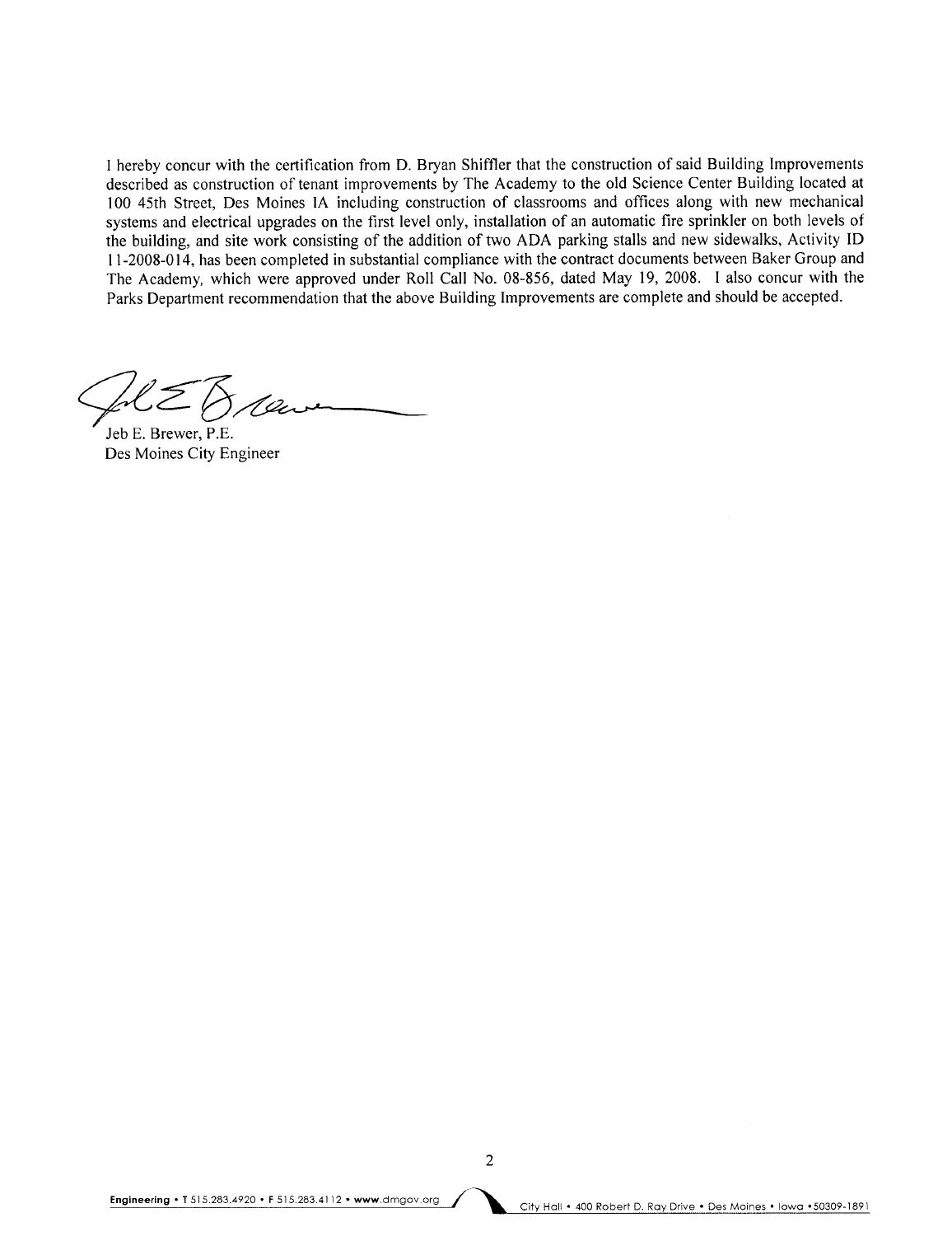I hereby concur with the certification from D. Bryan Shiffler that the construction of said Building Improvements described as construction of tenant improvements by The Academy to the old Science Center Building located at 100 45th Street, Des Moines IA including construction of classrooms and offices along with new mechanical systems and electrical upgrades on the first level only, installation of an automatic fire sprinkler on both levels of the building, and site work consisting of the addition of two ADA parking stalls and new sidewalks, Activity ID 11-2008-014, has been completed in substantial compliance with the contract documents between Baker Group and The Academy, which were approved under Roll Call No. 08-856, dated May 19, 2008. I also concur with the Parks Department recommendation that the above Building Improvements are complete and should be accepted.

Jeb E. Brewer, P.E.
Des Moines City Engineer

**Engineering** • T 515.283.4920 • F 515.283.4112 • **www**.dmgov.org City Hall • 400 Robert D. Ray Drive • Des Moines • Iowa • 50309-1891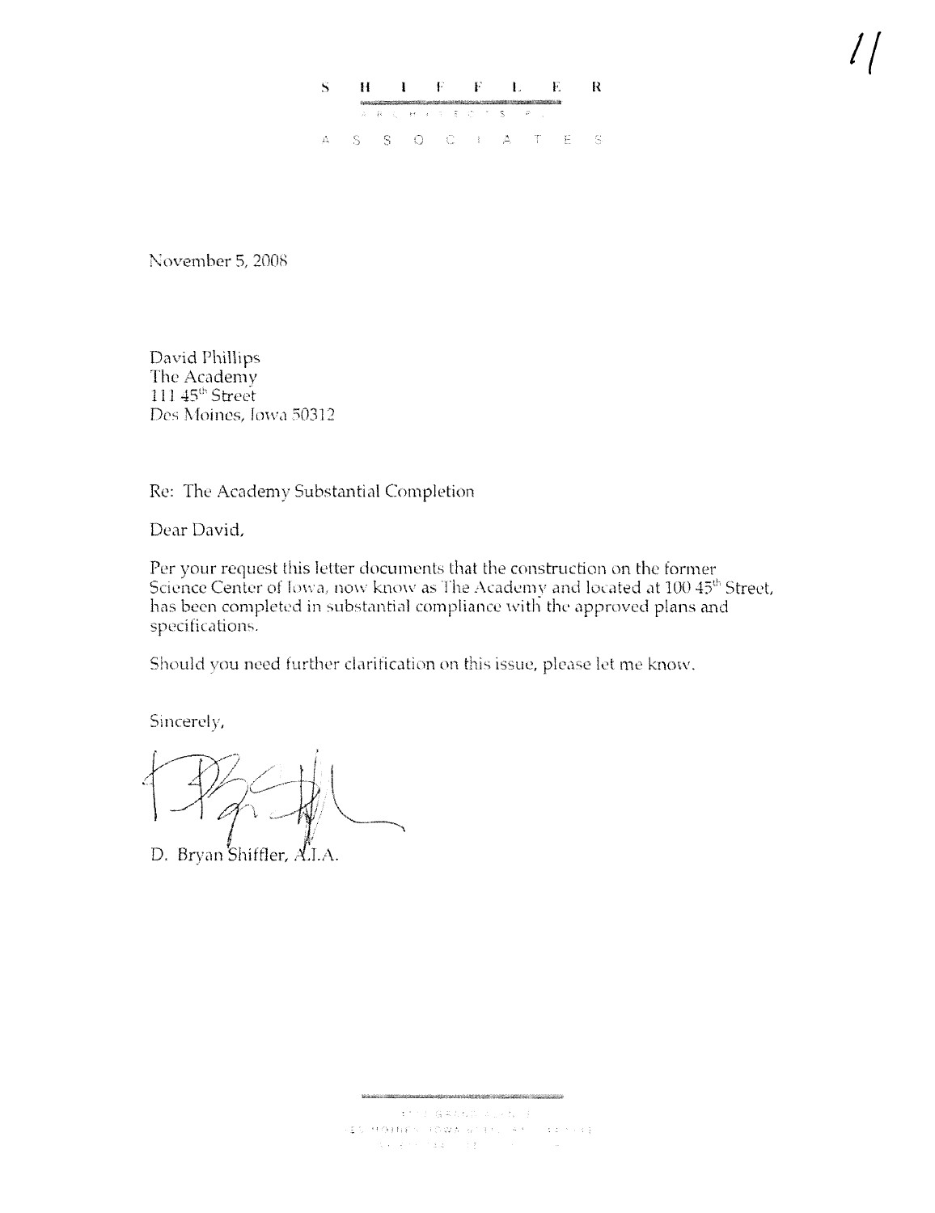SHIFFLER

ARCHITECTS P.C.

ASSOCIATES

November 5, 2008

David Phillips
The Academy
111 45th Street
Des Moines, Iowa 50312

Re: The Academy Substantial Completion

Dear David,

Per your request this letter documents that the construction on the former Science Center of Iowa, now know as The Academy and located at 100 45th Street, has been completed in substantial compliance with the approved plans and specifications.

Should you need further clarification on this issue, please let me know.

Sincerely,

D. Bryan Shiffler, A.I.A.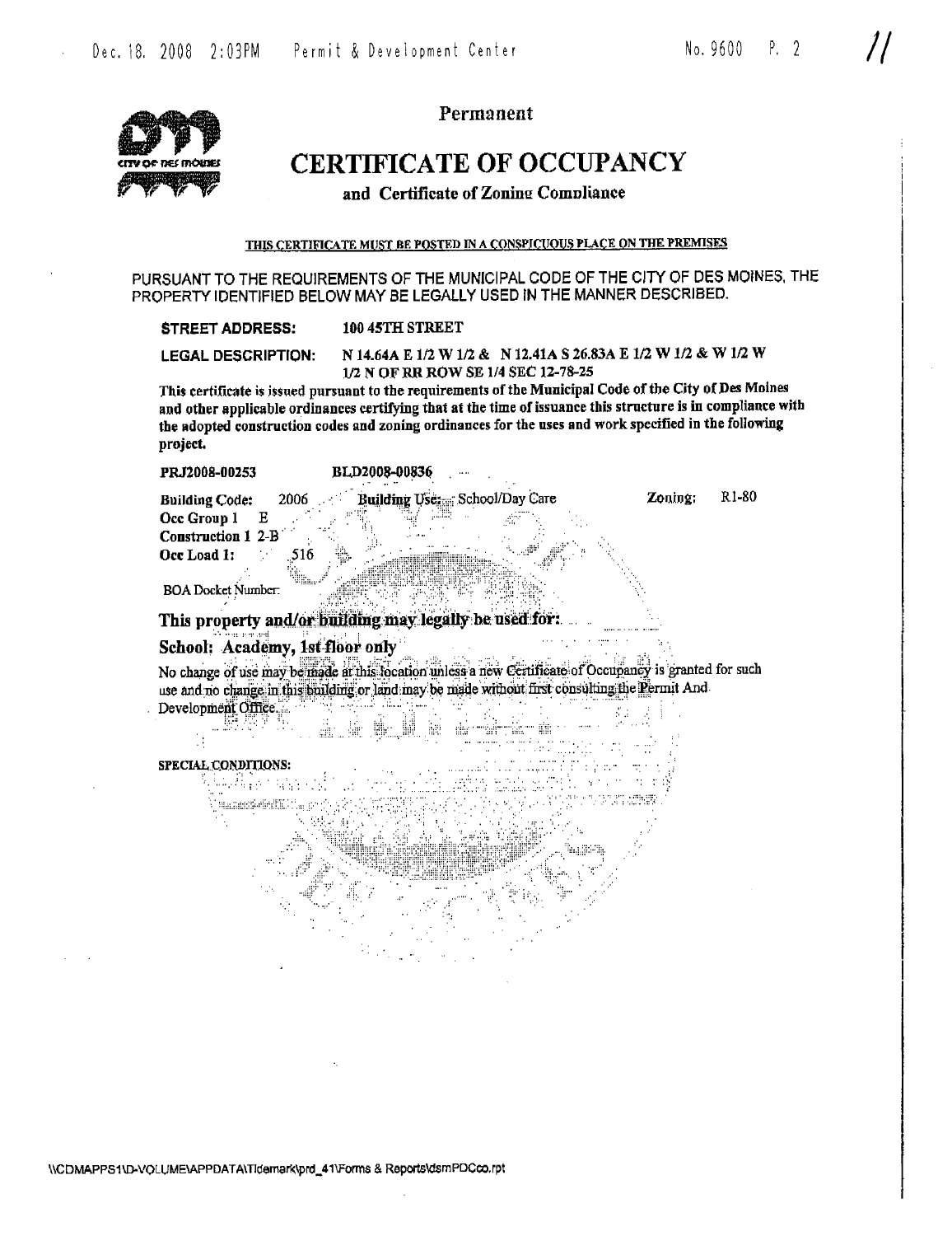Permanent

# CERTIFICATE OF OCCUPANCY

## and Certificate of Zoning Compliance

THIS CERTIFICATE MUST BE POSTED IN A CONSPICUOUS PLACE ON THE PREMISES

PURSUANT TO THE REQUIREMENTS OF THE MUNICIPAL CODE OF THE CITY OF DES MOINES, THE PROPERTY IDENTIFIED BELOW MAY BE LEGALLY USED IN THE MANNER DESCRIBED.

**STREET ADDRESS:** **100 45TH STREET**

**LEGAL DESCRIPTION:** **N 14.64A E 1/2 W 1/2 & N 12.41A S 26.83A E 1/2 W 1/2 & W 1/2 W 1/2 N OF RR ROW SE 1/4 SEC 12-78-25**

**This certificate is issued pursuant to the requirements of the Municipal Code of the City of Des Moines and other applicable ordinances certifying that at the time of issuance this structure is in compliance with the adopted construction codes and zoning ordinances for the uses and work specified in the following project.**

**PRJ2008-00253** **BLD2008-00836**

**Building Code:** 2006 **Building Use:** School/Day Care **Zoning:** R1-80

**Occ Group 1** E

**Construction 1** 2-B

**Occ Load 1:** 516

BOA Docket Number:

## This property and/or building may legally be used for:

## School: Academy, 1st floor only

No change of use may be made at this location unless a new Certificate of Occupancy is granted for such use and no change in this building or land may be made without first consulting the Permit And Development Office.

**SPECIAL CONDITIONS:**

\\CDMAPPS1\D-VOLUME\APPDATA\Tidemark\prd_41\Forms & Reports\dsmPDCco.rpt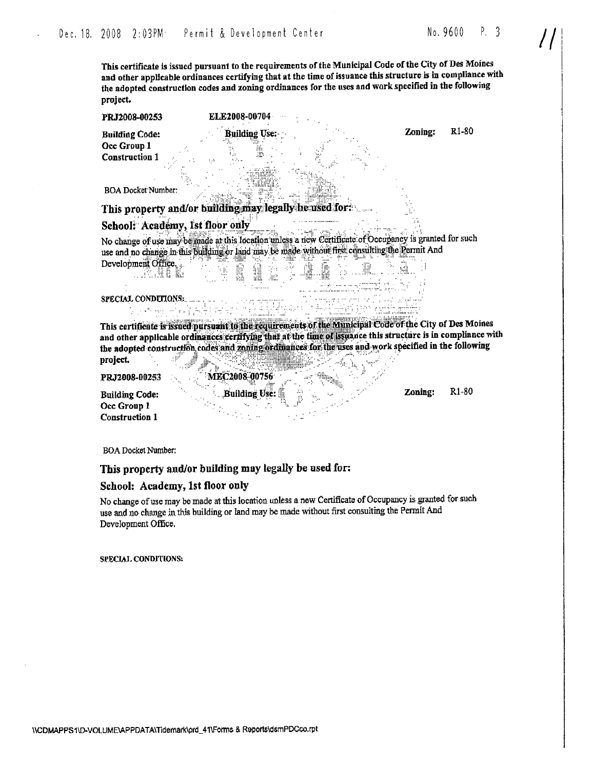This certificate is issued pursuant to the requirements of the Municipal Code of the City of Des Moines and other applicable ordinances certifying that at the time of issuance this structure is in compliance with the adopted construction codes and zoning ordinances for the uses and work specified in the following project.

**PRJ2008-00253** ELE2008-00704

**Building Code:** **Building Use:** **Zoning:** R1-80
**Occ Group 1**
**Construction 1**

BOA Docket Number:

## This property and/or building may legally be used for:

## School: Academy, 1st floor only

No change of use may be made at this location unless a new Certificate of Occupancy is granted for such use and no change in this building or land may be made without first consulting the Permit And Development Office.

SPECIAL CONDITIONS:

This certificate is issued pursuant to the requirements of the Municipal Code of the City of Des Moines and other applicable ordinances certifying that at the time of issuance this structure is in compliance with the adopted construction codes and zoning ordinances for the uses and work specified in the following project.

**PRJ2008-00253** MEC2008-00756

**Building Code:** **Building Use:** **Zoning:** R1-80
**Occ Group 1**
**Construction 1**

BOA Docket Number:

## This property and/or building may legally be used for:

## School: Academy, 1st floor only

No change of use may be made at this location unless a new Certificate of Occupancy is granted for such use and no change in this building or land may be made without first consulting the Permit And Development Office.

SPECIAL CONDITIONS: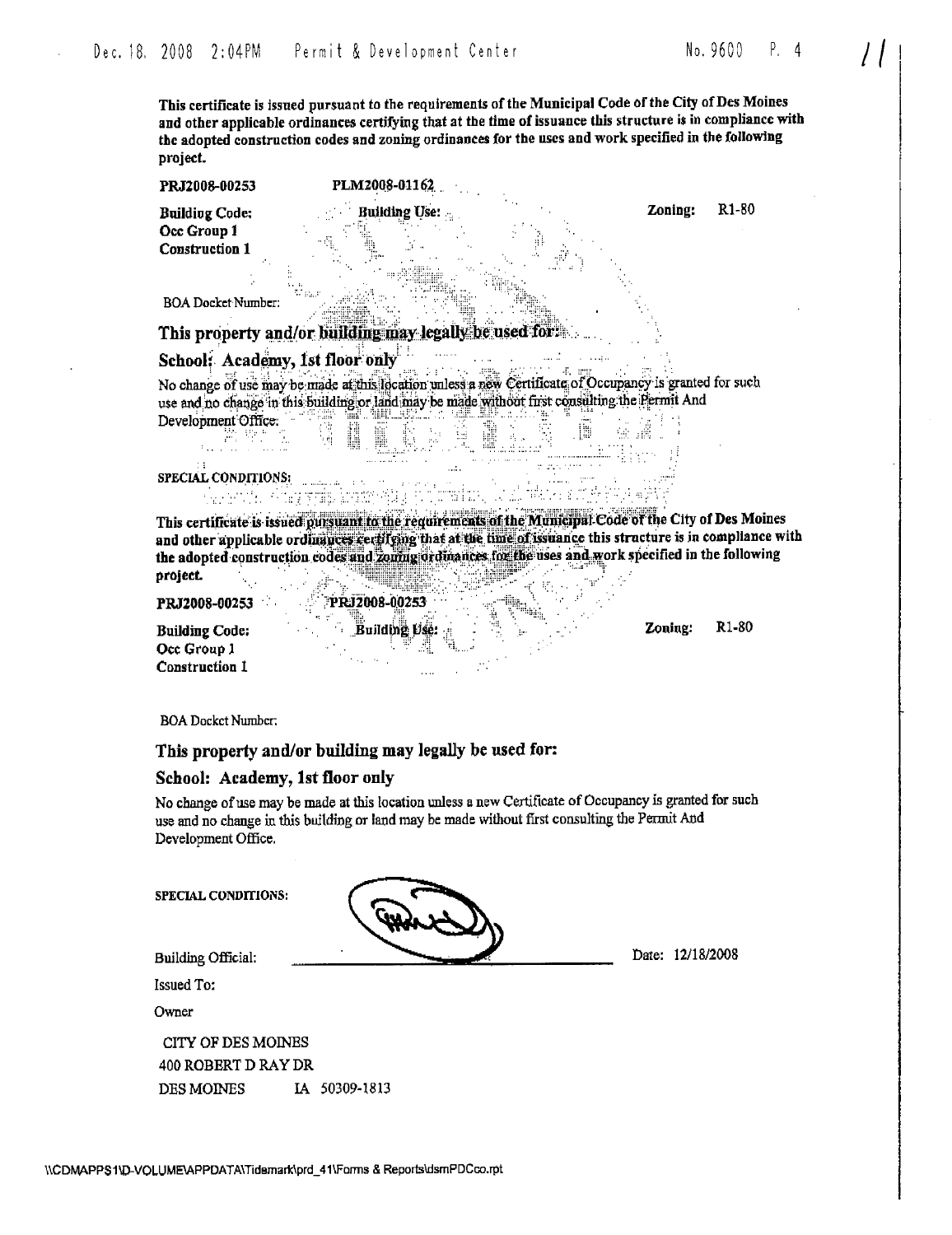This certificate is issued pursuant to the requirements of the Municipal Code of the City of Des Moines and other applicable ordinances certifying that at the time of issuance this structure is in compliance with the adopted construction codes and zoning ordinances for the uses and work specified in the following project.

PRJ2008-00253 PLM2008-01162

**Building Code:** **Building Use:** **Zoning:** R1-80
**Occ Group 1**
**Construction 1**

BOA Docket Number:

## This property and/or building may legally be used for:

## School: Academy, 1st floor only

No change of use may be made at this location unless a new Certificate of Occupancy is granted for such use and no change in this building or land may be made without first consulting the Permit And Development Office.

SPECIAL CONDITIONS:

This certificate is issued pursuant to the requirements of the Municipal Code of the City of Des Moines and other applicable ordinances certifying that at the time of issuance this structure is in compliance with the adopted construction codes and zoning ordinances for the uses and work specified in the following project.

PRJ2008-00253 PRJ2008-00253

**Building Code:** **Building Use:** **Zoning:** R1-80
**Occ Group 1**
**Construction 1**

BOA Docket Number:

## This property and/or building may legally be used for:

## School: Academy, 1st floor only

No change of use may be made at this location unless a new Certificate of Occupancy is granted for such use and no change in this building or land may be made without first consulting the Permit And Development Office.

SPECIAL CONDITIONS:

Building Official: ______________________ Date: 12/18/2008

Issued To:

Owner

CITY OF DES MOINES
400 ROBERT D RAY DR
DES MOINES IA 50309-1813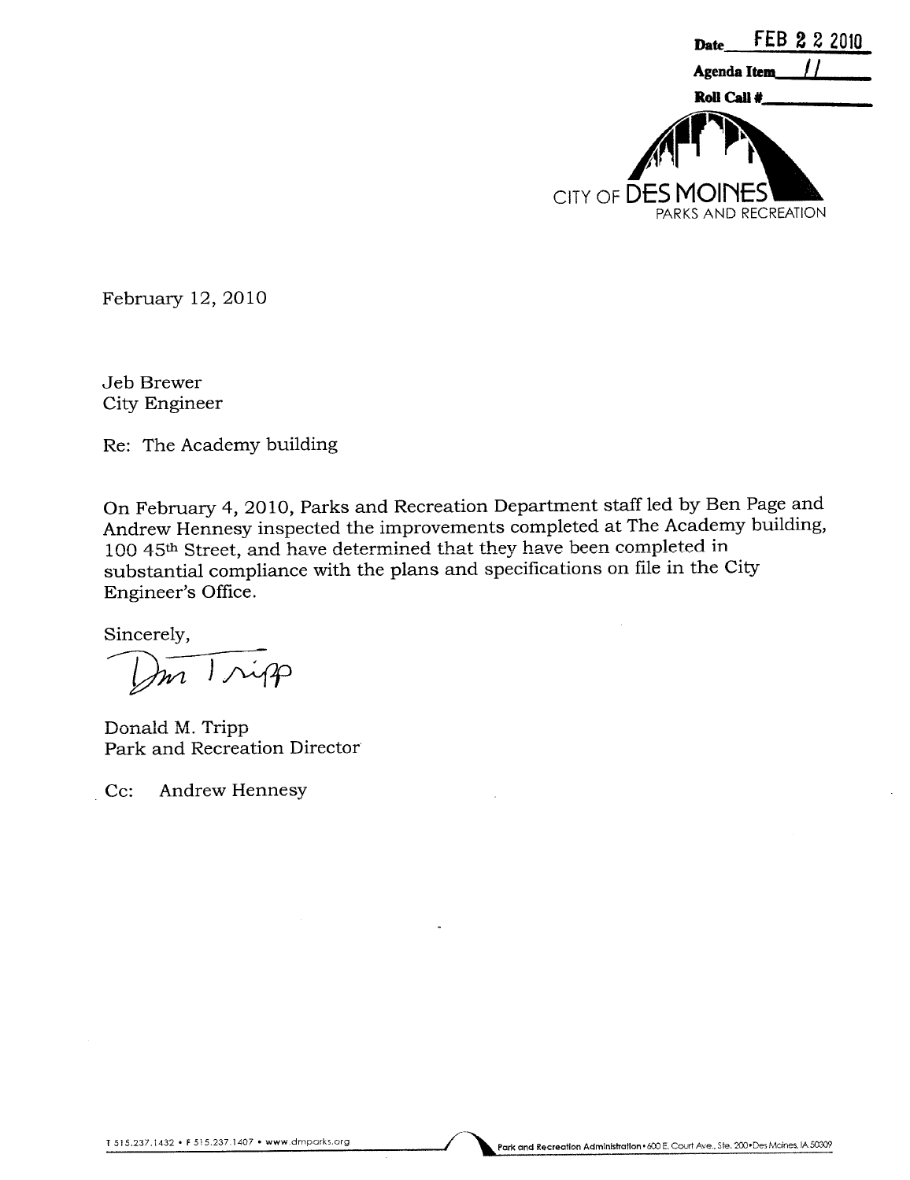Date FEB 22 2010

Agenda Item 11

Roll Call #

CITY OF DES MOINES
PARKS AND RECREATION

February 12, 2010

Jeb Brewer
City Engineer

Re: The Academy building

On February 4, 2010, Parks and Recreation Department staff led by Ben Page and Andrew Hennesy inspected the improvements completed at The Academy building, 100 45th Street, and have determined that they have been completed in substantial compliance with the plans and specifications on file in the City Engineer's Office.

Sincerely,

Don Tripp

Donald M. Tripp
Park and Recreation Director

Cc: Andrew Hennesy

T 515.237.1432 • F 515.237.1407 • www.dmparks.org

Park and Recreation Administration • 600 E. Court Ave., Ste. 200 • Des Moines, IA 50309